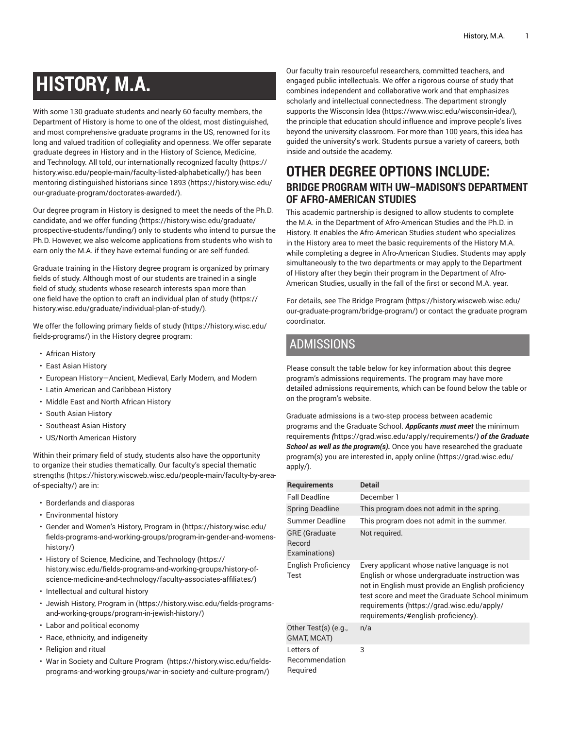# HISTORY, M.A.

With some 130 graduate students and nearly 60 faculty members, the Department of History is home to one of the oldest, most distinguished, and most comprehensive graduate programs in the US, renowned for its long and valued tradition of collegiality and openness. We offer separate graduate degrees in History and in the History of Science, Medicine, and Technology. All told, our internationally recognized faculty (https://history.wisc.edu/people-main/faculty-listed-alphabetically/) has been mentoring distinguished historians since 1893 (https://history.wisc.edu/our-graduate-program/doctorates-awarded/).

Our degree program in History is designed to meet the needs of the Ph.D. candidate, and we offer funding (https://history.wisc.edu/graduate/prospective-students/funding/) only to students who intend to pursue the Ph.D. However, we also welcome applications from students who wish to earn only the M.A. if they have external funding or are self-funded.

Graduate training in the History degree program is organized by primary fields of study. Although most of our students are trained in a single field of study, students whose research interests span more than one field have the option to craft an individual plan of study (https://history.wisc.edu/graduate/individual-plan-of-study/).

We offer the following primary fields of study (https://history.wisc.edu/fields-programs/) in the History degree program:

- African History
- East Asian History
- European History—Ancient, Medieval, Early Modern, and Modern
- Latin American and Caribbean History
- Middle East and North African History
- South Asian History
- Southeast Asian History
- US/North American History

Within their primary field of study, students also have the opportunity to organize their studies thematically. Our faculty's special thematic strengths (https://history.wiscweb.wisc.edu/people-main/faculty-by-area-of-specialty/) are in:

- Borderlands and diasporas
- Environmental history
- Gender and Women's History, Program in (https://history.wisc.edu/fields-programs-and-working-groups/program-in-gender-and-womens-history/)
- History of Science, Medicine, and Technology (https://history.wisc.edu/fields-programs-and-working-groups/history-of-science-medicine-and-technology/faculty-associates-affiliates/)
- Intellectual and cultural history
- Jewish History, Program in (https://history.wisc.edu/fields-programs-and-working-groups/program-in-jewish-history/)
- Labor and political economy
- Race, ethnicity, and indigeneity
- Religion and ritual
- War in Society and Culture Program (https://history.wisc.edu/fields-programs-and-working-groups/war-in-society-and-culture-program/)

Our faculty train resourceful researchers, committed teachers, and engaged public intellectuals. We offer a rigorous course of study that combines independent and collaborative work and that emphasizes scholarly and intellectual connectedness. The department strongly supports the Wisconsin Idea (https://www.wisc.edu/wisconsin-idea/), the principle that education should influence and improve people's lives beyond the university classroom. For more than 100 years, this idea has guided the university's work. Students pursue a variety of careers, both inside and outside the academy.

## OTHER DEGREE OPTIONS INCLUDE:

### BRIDGE PROGRAM WITH UW–MADISON'S DEPARTMENT OF AFRO-AMERICAN STUDIES

This academic partnership is designed to allow students to complete the M.A. in the Department of Afro-American Studies and the Ph.D. in History. It enables the Afro-American Studies student who specializes in the History area to meet the basic requirements of the History M.A. while completing a degree in Afro-American Studies. Students may apply simultaneously to the two departments or may apply to the Department of History after they begin their program in the Department of Afro-American Studies, usually in the fall of the first or second M.A. year.

For details, see The Bridge Program (https://history.wiscweb.wisc.edu/our-graduate-program/bridge-program/) or contact the graduate program coordinator.

## ADMISSIONS

Please consult the table below for key information about this degree program's admissions requirements. The program may have more detailed admissions requirements, which can be found below the table or on the program's website.

Graduate admissions is a two-step process between academic programs and the Graduate School. ***Applicants must meet*** the minimum requirements ***(***https://grad.wisc.edu/apply/requirements/***) of the Graduate School as well as the program(s).*** Once you have researched the graduate program(s) you are interested in, apply online (https://grad.wisc.edu/apply/).

| Requirements | Detail |
|---|---|
| Fall Deadline | December 1 |
| Spring Deadline | This program does not admit in the spring. |
| Summer Deadline | This program does not admit in the summer. |
| GRE (Graduate Record Examinations) | Not required. |
| English Proficiency Test | Every applicant whose native language is not English or whose undergraduate instruction was not in English must provide an English proficiency test score and meet the Graduate School minimum requirements (https://grad.wisc.edu/apply/requirements/#english-proficiency). |
| Other Test(s) (e.g., GMAT, MCAT) | n/a |
| Letters of Recommendation Required | 3 |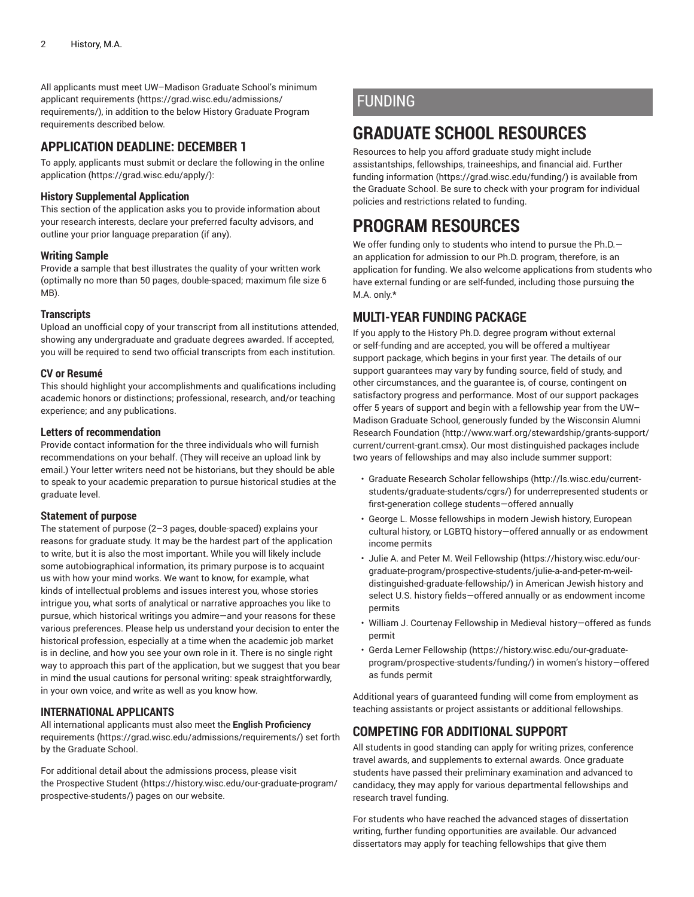All applicants must meet UW–Madison Graduate School's minimum applicant requirements (https://grad.wisc.edu/admissions/requirements/), in addition to the below History Graduate Program requirements described below.

### APPLICATION DEADLINE: DECEMBER 1

To apply, applicants must submit or declare the following in the online application (https://grad.wisc.edu/apply/):

#### History Supplemental Application

This section of the application asks you to provide information about your research interests, declare your preferred faculty advisors, and outline your prior language preparation (if any).

#### Writing Sample

Provide a sample that best illustrates the quality of your written work (optimally no more than 50 pages, double-spaced; maximum file size 6 MB).

#### Transcripts

Upload an unofficial copy of your transcript from all institutions attended, showing any undergraduate and graduate degrees awarded. If accepted, you will be required to send two official transcripts from each institution.

#### CV or Resumé

This should highlight your accomplishments and qualifications including academic honors or distinctions; professional, research, and/or teaching experience; and any publications.

#### Letters of recommendation

Provide contact information for the three individuals who will furnish recommendations on your behalf. (They will receive an upload link by email.) Your letter writers need not be historians, but they should be able to speak to your academic preparation to pursue historical studies at the graduate level.

#### Statement of purpose

The statement of purpose (2–3 pages, double-spaced) explains your reasons for graduate study. It may be the hardest part of the application to write, but it is also the most important. While you will likely include some autobiographical information, its primary purpose is to acquaint us with how your mind works. We want to know, for example, what kinds of intellectual problems and issues interest you, whose stories intrigue you, what sorts of analytical or narrative approaches you like to pursue, which historical writings you admire—and your reasons for these various preferences. Please help us understand your decision to enter the historical profession, especially at a time when the academic job market is in decline, and how you see your own role in it. There is no single right way to approach this part of the application, but we suggest that you bear in mind the usual cautions for personal writing: speak straightforwardly, in your own voice, and write as well as you know how.

### INTERNATIONAL APPLICANTS

All international applicants must also meet the **English Proficiency** requirements (https://grad.wisc.edu/admissions/requirements/) set forth by the Graduate School.

For additional detail about the admissions process, please visit the Prospective Student (https://history.wisc.edu/our-graduate-program/prospective-students/) pages on our website.

# FUNDING

## GRADUATE SCHOOL RESOURCES

Resources to help you afford graduate study might include assistantships, fellowships, traineeships, and financial aid. Further funding information (https://grad.wisc.edu/funding/) is available from the Graduate School. Be sure to check with your program for individual policies and restrictions related to funding.

## PROGRAM RESOURCES

We offer funding only to students who intend to pursue the Ph.D.—an application for admission to our Ph.D. program, therefore, is an application for funding. We also welcome applications from students who have external funding or are self-funded, including those pursuing the M.A. only.*

### MULTI-YEAR FUNDING PACKAGE

If you apply to the History Ph.D. degree program without external or self-funding and are accepted, you will be offered a multiyear support package, which begins in your first year. The details of our support guarantees may vary by funding source, field of study, and other circumstances, and the guarantee is, of course, contingent on satisfactory progress and performance. Most of our support packages offer 5 years of support and begin with a fellowship year from the UW–Madison Graduate School, generously funded by the Wisconsin Alumni Research Foundation (http://www.warf.org/stewardship/grants-support/current/current-grant.cmsx). Our most distinguished packages include two years of fellowships and may also include summer support:

- Graduate Research Scholar fellowships (http://ls.wisc.edu/current-students/graduate-students/cgrs/) for underrepresented students or first-generation college students—offered annually
- George L. Mosse fellowships in modern Jewish history, European cultural history, or LGBTQ history—offered annually or as endowment income permits
- Julie A. and Peter M. Weil Fellowship (https://history.wisc.edu/our-graduate-program/prospective-students/julie-a-and-peter-m-weil-distinguished-graduate-fellowship/) in American Jewish history and select U.S. history fields—offered annually or as endowment income permits
- William J. Courtenay Fellowship in Medieval history—offered as funds permit
- Gerda Lerner Fellowship (https://history.wisc.edu/our-graduate-program/prospective-students/funding/) in women's history—offered as funds permit

Additional years of guaranteed funding will come from employment as teaching assistants or project assistants or additional fellowships.

### COMPETING FOR ADDITIONAL SUPPORT

All students in good standing can apply for writing prizes, conference travel awards, and supplements to external awards. Once graduate students have passed their preliminary examination and advanced to candidacy, they may apply for various departmental fellowships and research travel funding.

For students who have reached the advanced stages of dissertation writing, further funding opportunities are available. Our advanced dissertators may apply for teaching fellowships that give them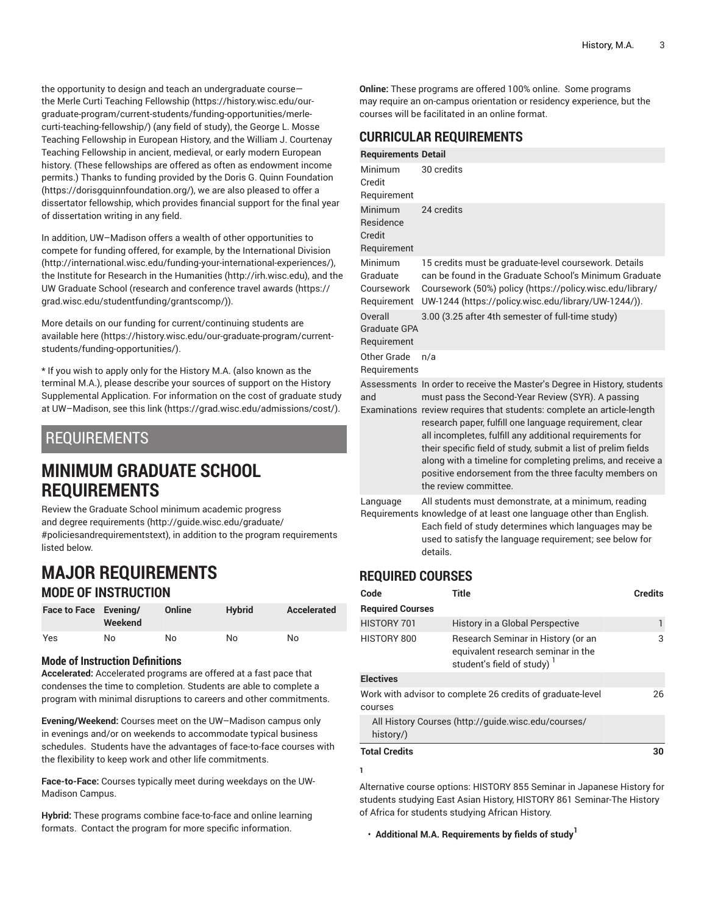the opportunity to design and teach an undergraduate course—the Merle Curti Teaching Fellowship (https://history.wisc.edu/our-graduate-program/current-students/funding-opportunities/merle-curti-teaching-fellowship/) (any field of study), the George L. Mosse Teaching Fellowship in European History, and the William J. Courtenay Teaching Fellowship in ancient, medieval, or early modern European history. (These fellowships are offered as often as endowment income permits.) Thanks to funding provided by the Doris G. Quinn Foundation (https://dorisgquinnfoundation.org/), we are also pleased to offer a dissertator fellowship, which provides financial support for the final year of dissertation writing in any field.

In addition, UW–Madison offers a wealth of other opportunities to compete for funding offered, for example, by the International Division (http://international.wisc.edu/funding-your-international-experiences/), the Institute for Research in the Humanities (http://irh.wisc.edu), and the UW Graduate School (research and conference travel awards (https://grad.wisc.edu/studentfunding/grantscomp/)).

More details on our funding for current/continuing students are available here (https://history.wisc.edu/our-graduate-program/current-students/funding-opportunities/).

* If you wish to apply only for the History M.A. (also known as the terminal M.A.), please describe your sources of support on the History Supplemental Application. For information on the cost of graduate study at UW–Madison, see this link (https://grad.wisc.edu/admissions/cost/).

# REQUIREMENTS

## MINIMUM GRADUATE SCHOOL REQUIREMENTS

Review the Graduate School minimum academic progress and degree requirements (http://guide.wisc.edu/graduate/#policiesandrequirementstext), in addition to the program requirements listed below.

## MAJOR REQUIREMENTS

### MODE OF INSTRUCTION

| Face to Face | Evening/ Weekend | Online | Hybrid | Accelerated |
|---|---|---|---|---|
| Yes | No | No | No | No |

#### Mode of Instruction Definitions

**Accelerated:** Accelerated programs are offered at a fast pace that condenses the time to completion. Students are able to complete a program with minimal disruptions to careers and other commitments.

**Evening/Weekend:** Courses meet on the UW–Madison campus only in evenings and/or on weekends to accommodate typical business schedules. Students have the advantages of face-to-face courses with the flexibility to keep work and other life commitments.

**Face-to-Face:** Courses typically meet during weekdays on the UW-Madison Campus.

**Hybrid:** These programs combine face-to-face and online learning formats. Contact the program for more specific information.

**Online:** These programs are offered 100% online. Some programs may require an on-campus orientation or residency experience, but the courses will be facilitated in an online format.

### CURRICULAR REQUIREMENTS

| Requirements | Detail |
|---|---|
| Minimum Credit Requirement | 30 credits |
| Minimum Residence Credit Requirement | 24 credits |
| Minimum Graduate Coursework Requirement | 15 credits must be graduate-level coursework. Details can be found in the Graduate School's Minimum Graduate Coursework (50%) policy (https://policy.wisc.edu/library/UW-1244 (https://policy.wisc.edu/library/UW-1244/)). |
| Overall Graduate GPA Requirement | 3.00 (3.25 after 4th semester of full-time study) |
| Other Grade Requirements | n/a |
| Assessments and Examinations | In order to receive the Master's Degree in History, students must pass the Second-Year Review (SYR). A passing review requires that students: complete an article-length research paper, fulfill one language requirement, clear all incompletes, fulfill any additional requirements for their specific field of study, submit a list of prelim fields along with a timeline for completing prelims, and receive a positive endorsement from the three faculty members on the review committee. |
| Language Requirements | All students must demonstrate, at a minimum, reading knowledge of at least one language other than English. Each field of study determines which languages may be used to satisfy the language requirement; see below for details. |

### REQUIRED COURSES

| Code | Title | Credits |
|---|---|---|
| **Required Courses** | | |
| HISTORY 701 | History in a Global Perspective | 1 |
| HISTORY 800 | Research Seminar in History (or an equivalent research seminar in the student's field of study) [1] | 3 |
| **Electives** | | |
| Work with advisor to complete 26 credits of graduate-level courses | | 26 |
| All History Courses (http://guide.wisc.edu/courses/history/) | | |
| **Total Credits** | | **30** |

1

Alternative course options: HISTORY 855 Seminar in Japanese History for students studying East Asian History, HISTORY 861 Seminar-The History of Africa for students studying African History.

- **Additional M.A. Requirements by fields of study[1]**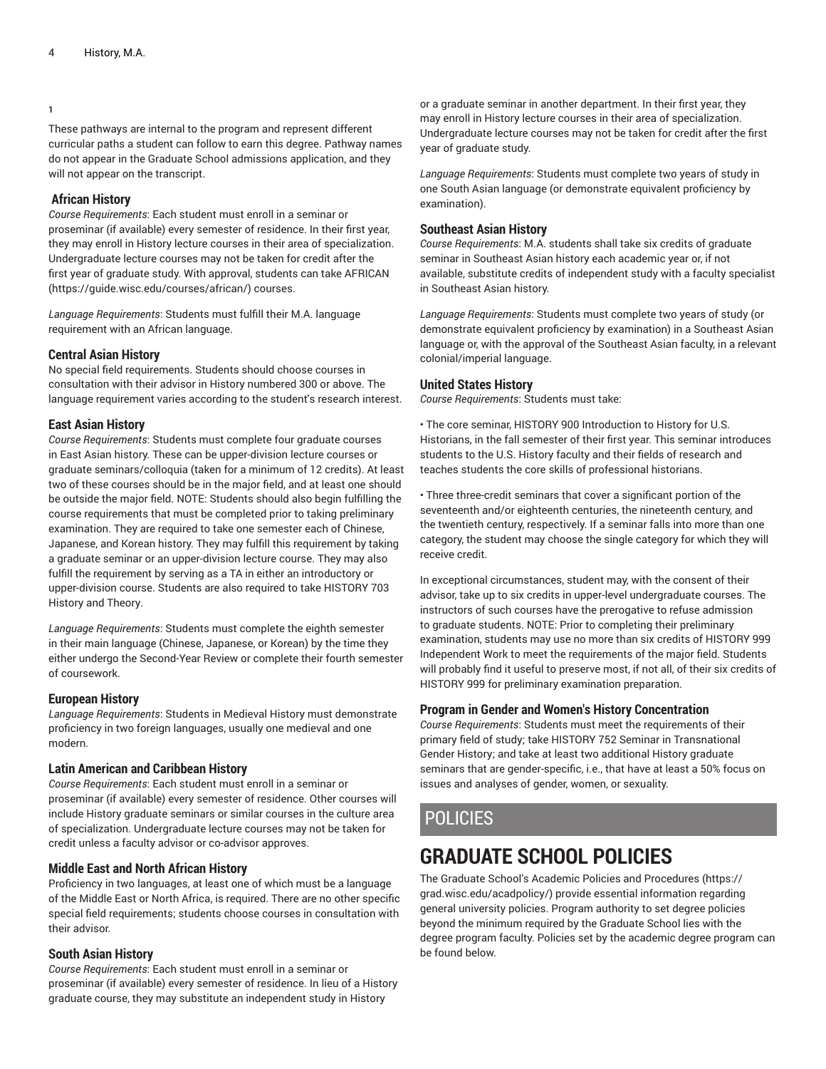1

These pathways are internal to the program and represent different curricular paths a student can follow to earn this degree. Pathway names do not appear in the Graduate School admissions application, and they will not appear on the transcript.

### African History

*Course Requirements*: Each student must enroll in a seminar or proseminar (if available) every semester of residence. In their first year, they may enroll in History lecture courses in their area of specialization. Undergraduate lecture courses may not be taken for credit after the first year of graduate study. With approval, students can take AFRICAN (https://guide.wisc.edu/courses/african/) courses.

*Language Requirements*: Students must fulfill their M.A. language requirement with an African language.

### Central Asian History

No special field requirements. Students should choose courses in consultation with their advisor in History numbered 300 or above. The language requirement varies according to the student's research interest.

### East Asian History

*Course Requirements*: Students must complete four graduate courses in East Asian history. These can be upper-division lecture courses or graduate seminars/colloquia (taken for a minimum of 12 credits). At least two of these courses should be in the major field, and at least one should be outside the major field. NOTE: Students should also begin fulfilling the course requirements that must be completed prior to taking preliminary examination. They are required to take one semester each of Chinese, Japanese, and Korean history. They may fulfill this requirement by taking a graduate seminar or an upper-division lecture course. They may also fulfill the requirement by serving as a TA in either an introductory or upper-division course. Students are also required to take HISTORY 703 History and Theory.

*Language Requirements*: Students must complete the eighth semester in their main language (Chinese, Japanese, or Korean) by the time they either undergo the Second-Year Review or complete their fourth semester of coursework.

### European History

*Language Requirements*: Students in Medieval History must demonstrate proficiency in two foreign languages, usually one medieval and one modern.

### Latin American and Caribbean History

*Course Requirements*: Each student must enroll in a seminar or proseminar (if available) every semester of residence. Other courses will include History graduate seminars or similar courses in the culture area of specialization. Undergraduate lecture courses may not be taken for credit unless a faculty advisor or co-advisor approves.

### Middle East and North African History

Proficiency in two languages, at least one of which must be a language of the Middle East or North Africa, is required. There are no other specific special field requirements; students choose courses in consultation with their advisor.

### South Asian History

*Course Requirements*: Each student must enroll in a seminar or proseminar (if available) every semester of residence. In lieu of a History graduate course, they may substitute an independent study in History or a graduate seminar in another department. In their first year, they may enroll in History lecture courses in their area of specialization. Undergraduate lecture courses may not be taken for credit after the first year of graduate study.

*Language Requirements*: Students must complete two years of study in one South Asian language (or demonstrate equivalent proficiency by examination).

### Southeast Asian History

*Course Requirements*: M.A. students shall take six credits of graduate seminar in Southeast Asian history each academic year or, if not available, substitute credits of independent study with a faculty specialist in Southeast Asian history.

*Language Requirements*: Students must complete two years of study (or demonstrate equivalent proficiency by examination) in a Southeast Asian language or, with the approval of the Southeast Asian faculty, in a relevant colonial/imperial language.

### United States History

*Course Requirements*: Students must take:

- The core seminar, HISTORY 900 Introduction to History for U.S. Historians, in the fall semester of their first year. This seminar introduces students to the U.S. History faculty and their fields of research and teaches students the core skills of professional historians.

- Three three-credit seminars that cover a significant portion of the seventeenth and/or eighteenth centuries, the nineteenth century, and the twentieth century, respectively. If a seminar falls into more than one category, the student may choose the single category for which they will receive credit.

In exceptional circumstances, student may, with the consent of their advisor, take up to six credits in upper-level undergraduate courses. The instructors of such courses have the prerogative to refuse admission to graduate students. NOTE: Prior to completing their preliminary examination, students may use no more than six credits of HISTORY 999 Independent Work to meet the requirements of the major field. Students will probably find it useful to preserve most, if not all, of their six credits of HISTORY 999 for preliminary examination preparation.

### Program in Gender and Women's History Concentration

*Course Requirements*: Students must meet the requirements of their primary field of study; take HISTORY 752 Seminar in Transnational Gender History; and take at least two additional History graduate seminars that are gender-specific, i.e., that have at least a 50% focus on issues and analyses of gender, women, or sexuality.

# POLICIES

## GRADUATE SCHOOL POLICIES

The Graduate School's Academic Policies and Procedures (https://grad.wisc.edu/acadpolicy/) provide essential information regarding general university policies. Program authority to set degree policies beyond the minimum required by the Graduate School lies with the degree program faculty. Policies set by the academic degree program can be found below.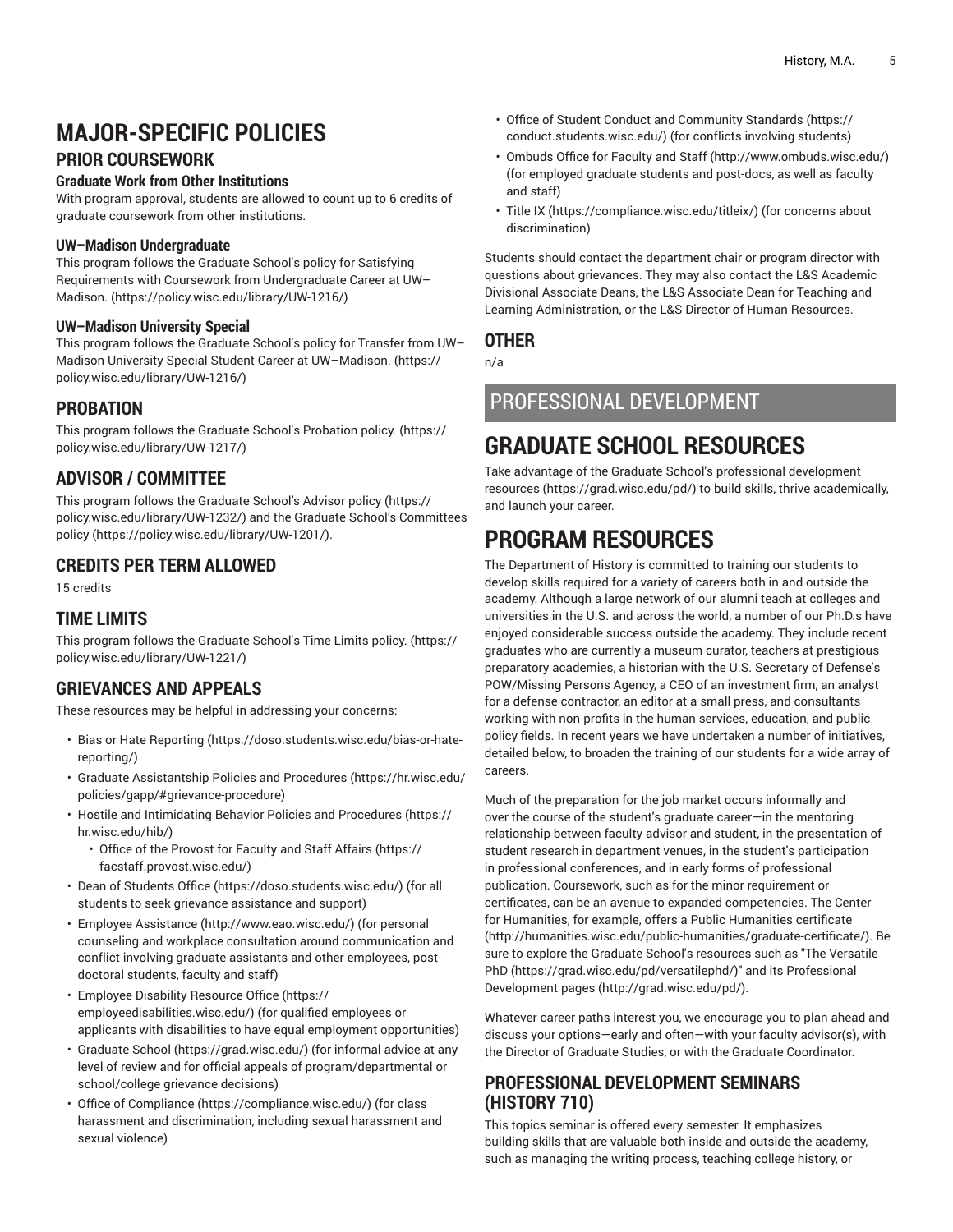# MAJOR-SPECIFIC POLICIES

## PRIOR COURSEWORK

### Graduate Work from Other Institutions

With program approval, students are allowed to count up to 6 credits of graduate coursework from other institutions.

### UW–Madison Undergraduate

This program follows the Graduate School's policy for Satisfying Requirements with Coursework from Undergraduate Career at UW–Madison. (https://policy.wisc.edu/library/UW-1216/)

### UW–Madison University Special

This program follows the Graduate School's policy for Transfer from UW–Madison University Special Student Career at UW–Madison. (https://policy.wisc.edu/library/UW-1216/)

## PROBATION

This program follows the Graduate School's Probation policy. (https://policy.wisc.edu/library/UW-1217/)

## ADVISOR / COMMITTEE

This program follows the Graduate School's Advisor policy (https://policy.wisc.edu/library/UW-1232/) and the Graduate School's Committees policy (https://policy.wisc.edu/library/UW-1201/).

## CREDITS PER TERM ALLOWED

15 credits

## TIME LIMITS

This program follows the Graduate School's Time Limits policy. (https://policy.wisc.edu/library/UW-1221/)

## GRIEVANCES AND APPEALS

These resources may be helpful in addressing your concerns:

- Bias or Hate Reporting (https://doso.students.wisc.edu/bias-or-hate-reporting/)
- Graduate Assistantship Policies and Procedures (https://hr.wisc.edu/policies/gapp/#grievance-procedure)
- Hostile and Intimidating Behavior Policies and Procedures (https://hr.wisc.edu/hib/)
  - Office of the Provost for Faculty and Staff Affairs (https://facstaff.provost.wisc.edu/)
- Dean of Students Office (https://doso.students.wisc.edu/) (for all students to seek grievance assistance and support)
- Employee Assistance (http://www.eao.wisc.edu/) (for personal counseling and workplace consultation around communication and conflict involving graduate assistants and other employees, post-doctoral students, faculty and staff)
- Employee Disability Resource Office (https://employeedisabilities.wisc.edu/) (for qualified employees or applicants with disabilities to have equal employment opportunities)
- Graduate School (https://grad.wisc.edu/) (for informal advice at any level of review and for official appeals of program/departmental or school/college grievance decisions)
- Office of Compliance (https://compliance.wisc.edu/) (for class harassment and discrimination, including sexual harassment and sexual violence)
- Office of Student Conduct and Community Standards (https://conduct.students.wisc.edu/) (for conflicts involving students)
- Ombuds Office for Faculty and Staff (http://www.ombuds.wisc.edu/) (for employed graduate students and post-docs, as well as faculty and staff)
- Title IX (https://compliance.wisc.edu/titleix/) (for concerns about discrimination)

Students should contact the department chair or program director with questions about grievances. They may also contact the L&S Academic Divisional Associate Deans, the L&S Associate Dean for Teaching and Learning Administration, or the L&S Director of Human Resources.

## OTHER

n/a

# PROFESSIONAL DEVELOPMENT

# GRADUATE SCHOOL RESOURCES

Take advantage of the Graduate School's professional development resources (https://grad.wisc.edu/pd/) to build skills, thrive academically, and launch your career.

# PROGRAM RESOURCES

The Department of History is committed to training our students to develop skills required for a variety of careers both in and outside the academy. Although a large network of our alumni teach at colleges and universities in the U.S. and across the world, a number of our Ph.D.s have enjoyed considerable success outside the academy. They include recent graduates who are currently a museum curator, teachers at prestigious preparatory academies, a historian with the U.S. Secretary of Defense's POW/Missing Persons Agency, a CEO of an investment firm, an analyst for a defense contractor, an editor at a small press, and consultants working with non-profits in the human services, education, and public policy fields. In recent years we have undertaken a number of initiatives, detailed below, to broaden the training of our students for a wide array of careers.

Much of the preparation for the job market occurs informally and over the course of the student's graduate career—in the mentoring relationship between faculty advisor and student, in the presentation of student research in department venues, in the student's participation in professional conferences, and in early forms of professional publication. Coursework, such as for the minor requirement or certificates, can be an avenue to expanded competencies. The Center for Humanities, for example, offers a Public Humanities certificate (http://humanities.wisc.edu/public-humanities/graduate-certificate/). Be sure to explore the Graduate School's resources such as "The Versatile PhD (https://grad.wisc.edu/pd/versatilephd/)" and its Professional Development pages (http://grad.wisc.edu/pd/).

Whatever career paths interest you, we encourage you to plan ahead and discuss your options—early and often—with your faculty advisor(s), with the Director of Graduate Studies, or with the Graduate Coordinator.

## PROFESSIONAL DEVELOPMENT SEMINARS (HISTORY 710)

This topics seminar is offered every semester. It emphasizes building skills that are valuable both inside and outside the academy, such as managing the writing process, teaching college history, or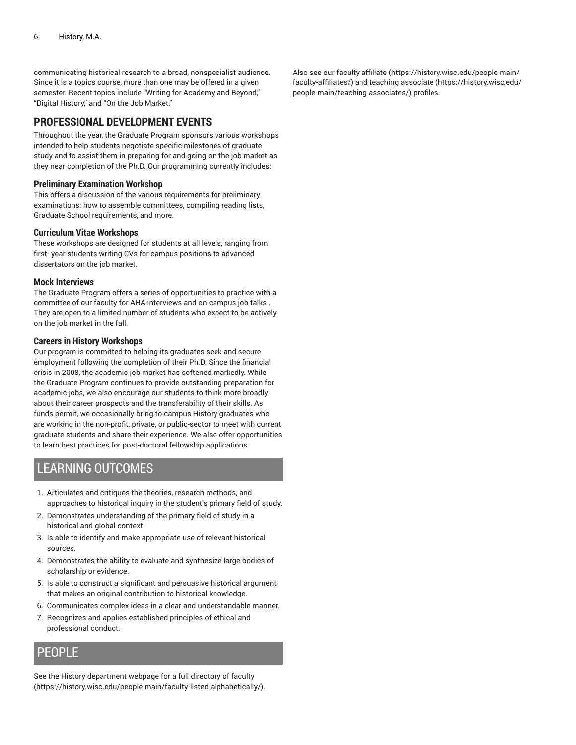communicating historical research to a broad, nonspecialist audience. Since it is a topics course, more than one may be offered in a given semester. Recent topics include "Writing for Academy and Beyond," "Digital History," and "On the Job Market."

## PROFESSIONAL DEVELOPMENT EVENTS

Throughout the year, the Graduate Program sponsors various workshops intended to help students negotiate specific milestones of graduate study and to assist them in preparing for and going on the job market as they near completion of the Ph.D. Our programming currently includes:

### Preliminary Examination Workshop

This offers a discussion of the various requirements for preliminary examinations: how to assemble committees, compiling reading lists, Graduate School requirements, and more.

### Curriculum Vitae Workshops

These workshops are designed for students at all levels, ranging from first- year students writing CVs for campus positions to advanced dissertators on the job market.

### Mock Interviews

The Graduate Program offers a series of opportunities to practice with a committee of our faculty for AHA interviews and on-campus job talks . They are open to a limited number of students who expect to be actively on the job market in the fall.

### Careers in History Workshops

Our program is committed to helping its graduates seek and secure employment following the completion of their Ph.D. Since the financial crisis in 2008, the academic job market has softened markedly. While the Graduate Program continues to provide outstanding preparation for academic jobs, we also encourage our students to think more broadly about their career prospects and the transferability of their skills. As funds permit, we occasionally bring to campus History graduates who are working in the non-profit, private, or public-sector to meet with current graduate students and share their experience. We also offer opportunities to learn best practices for post-doctoral fellowship applications.

# LEARNING OUTCOMES

1. Articulates and critiques the theories, research methods, and approaches to historical inquiry in the student's primary field of study.
2. Demonstrates understanding of the primary field of study in a historical and global context.
3. Is able to identify and make appropriate use of relevant historical sources.
4. Demonstrates the ability to evaluate and synthesize large bodies of scholarship or evidence.
5. Is able to construct a significant and persuasive historical argument that makes an original contribution to historical knowledge.
6. Communicates complex ideas in a clear and understandable manner.
7. Recognizes and applies established principles of ethical and professional conduct.

# PEOPLE

See the History department webpage for a full directory of faculty (https://history.wisc.edu/people-main/faculty-listed-alphabetically/).

Also see our faculty affiliate (https://history.wisc.edu/people-main/faculty-affiliates/) and teaching associate (https://history.wisc.edu/people-main/teaching-associates/) profiles.